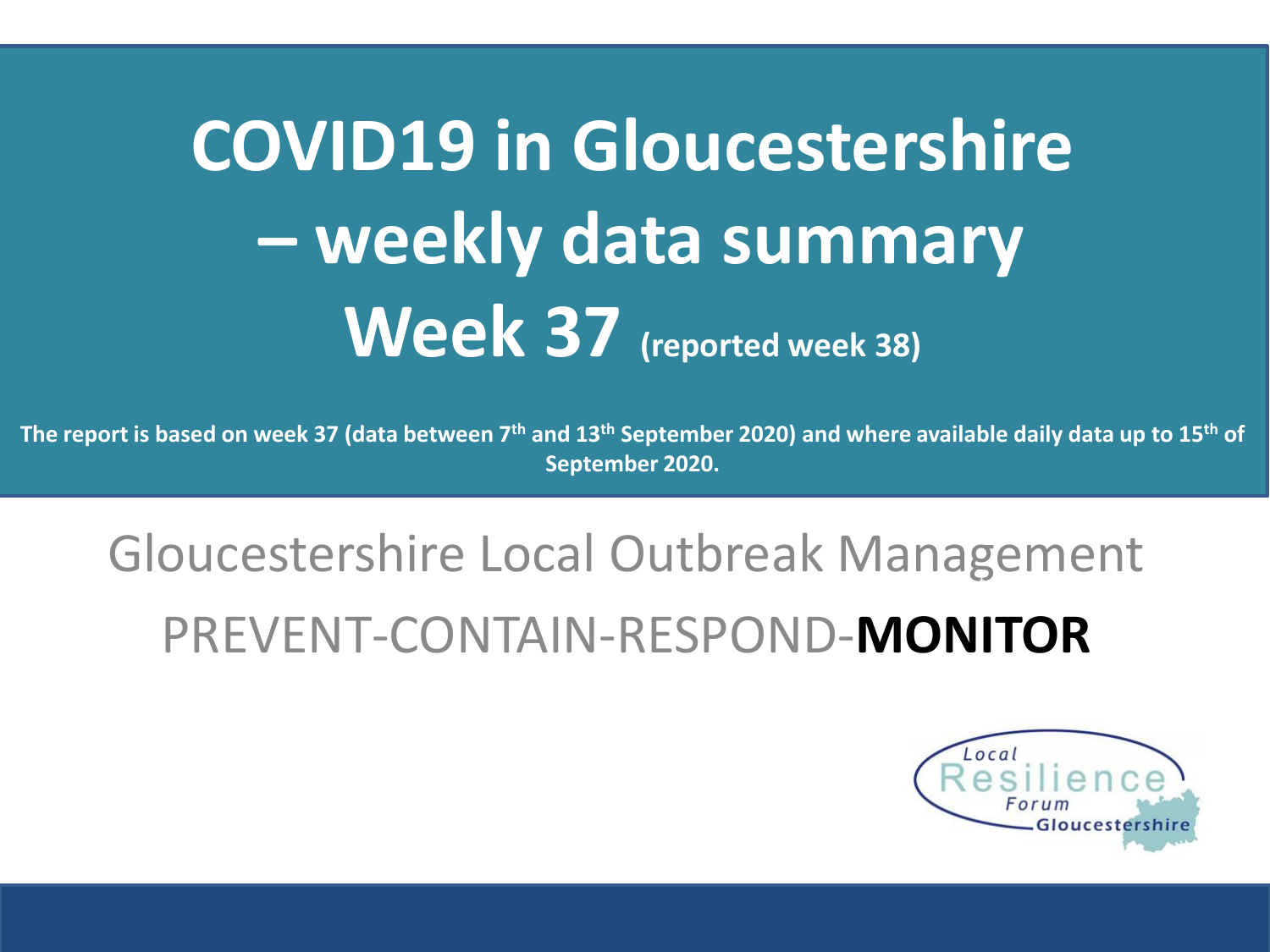# COVID19 in Gloucestershire – weekly data summary Week 37 (reported week 38)

**The report is based on week 37 (data between 7th and 13th September 2020) and where available daily data up to 15th of September 2020.**

Gloucestershire Local Outbreak Management

PREVENT-CONTAIN-RESPOND-**MONITOR**

Local Resilience Forum Gloucestershire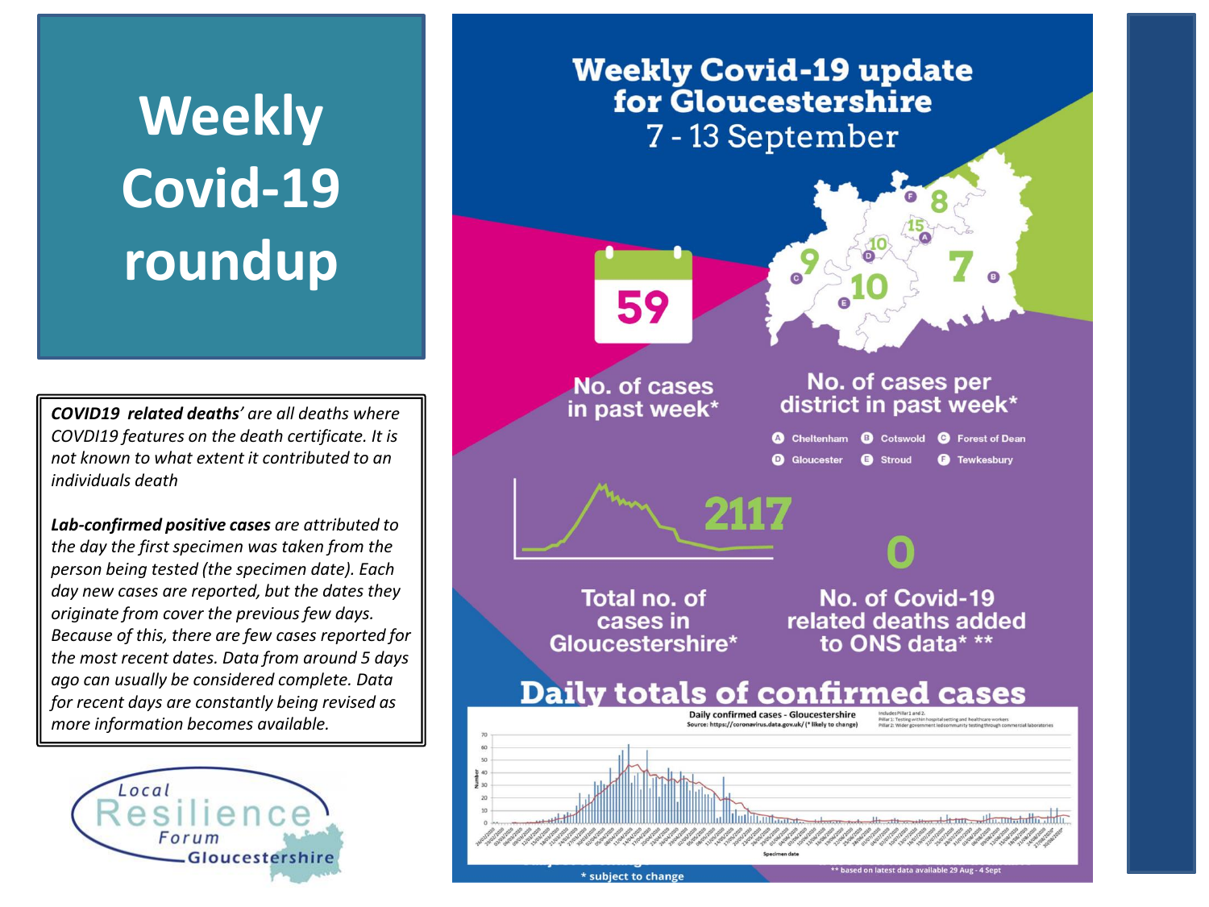# Weekly Covid-19 roundup

***COVID19 related deaths'*** *are all deaths where COVDI19 features on the death certificate. It is not known to what extent it contributed to an individuals death*

***Lab-confirmed positive cases*** *are attributed to the day the first specimen was taken from the person being tested (the specimen date). Each day new cases are reported, but the dates they originate from cover the previous few days. Because of this, there are few cases reported for the most recent dates. Data from around 5 days ago can usually be considered complete. Data for recent days are constantly being revised as more information becomes available.*

Local Resilience Forum Gloucestershire

## Weekly Covid-19 update for Gloucestershire

7 - 13 September

**59**

No. of cases in past week*

No. of cases per district in past week*

| District | Cases |
|---|---|
| A Cheltenham | 15 |
| B Cotswold | 7 |
| C Forest of Dean | 9 |
| D Gloucester | 10 |
| E Stroud | 10 |
| F Tewkesbury | 8 |

**2117**

Total no. of cases in Gloucestershire*

**0**

No. of Covid-19 related deaths added to ONS data* **

## Daily totals of confirmed cases

Daily confirmed cases - Gloucestershire

Source: https://coronavirus.data.gov.uk/ (* likely to change)

Includes Pillar 1 and 2.
Pillar 1: Testing within hospital setting and healthcare workers
Pillar 2: Wider government led community testing through commercial laboratories

\* subject to change

\*\* based on latest data available 29 Aug - 4 Sept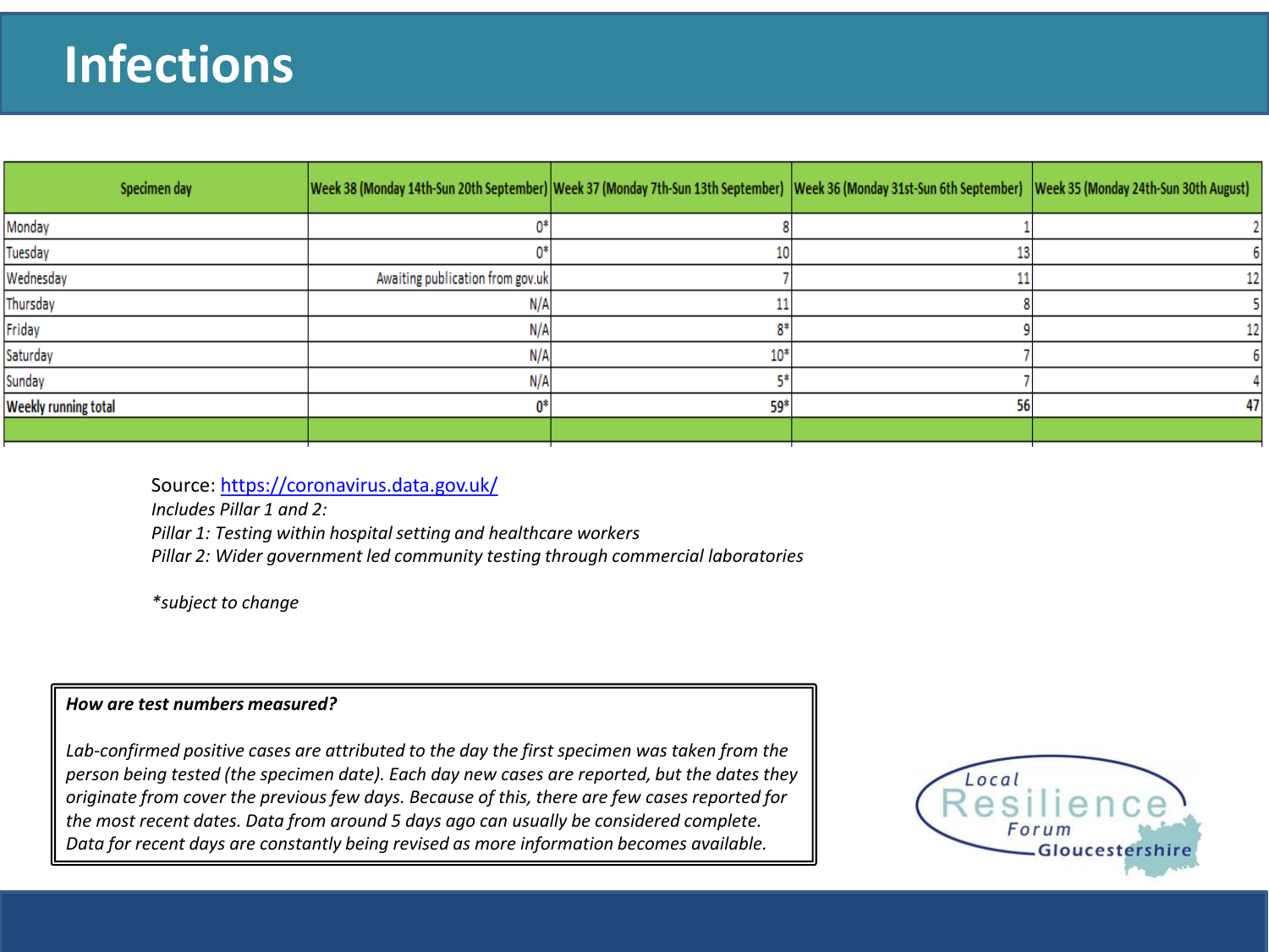# Infections

| Specimen day | Week 38 (Monday 14th-Sun 20th September) | Week 37 (Monday 7th-Sun 13th September) | Week 36 (Monday 31st-Sun 6th September) | Week 35 (Monday 24th-Sun 30th August) |
|---|---|---|---|---|
| Monday | 0* | 8 | 1 | 2 |
| Tuesday | 0* | 10 | 13 | 6 |
| Wednesday | Awaiting publication from gov.uk | 7 | 11 | 12 |
| Thursday | N/A | 11 | 8 | 5 |
| Friday | N/A | 8* | 9 | 12 |
| Saturday | N/A | 10* | 7 | 6 |
| Sunday | N/A | 5* | 7 | 4 |
| **Weekly running total** | 0* | 59* | 56 | 47 |

Source: https://coronavirus.data.gov.uk/

*Includes Pillar 1 and 2:*

*Pillar 1: Testing within hospital setting and healthcare workers*

*Pillar 2: Wider government led community testing through commercial laboratories*

*subject to change

***How are test numbers measured?***

*Lab-confirmed positive cases are attributed to the day the first specimen was taken from the person being tested (the specimen date). Each day new cases are reported, but the dates they originate from cover the previous few days. Because of this, there are few cases reported for the most recent dates. Data from around 5 days ago can usually be considered complete. Data for recent days are constantly being revised as more information becomes available.*

Local Resilience Forum Gloucestershire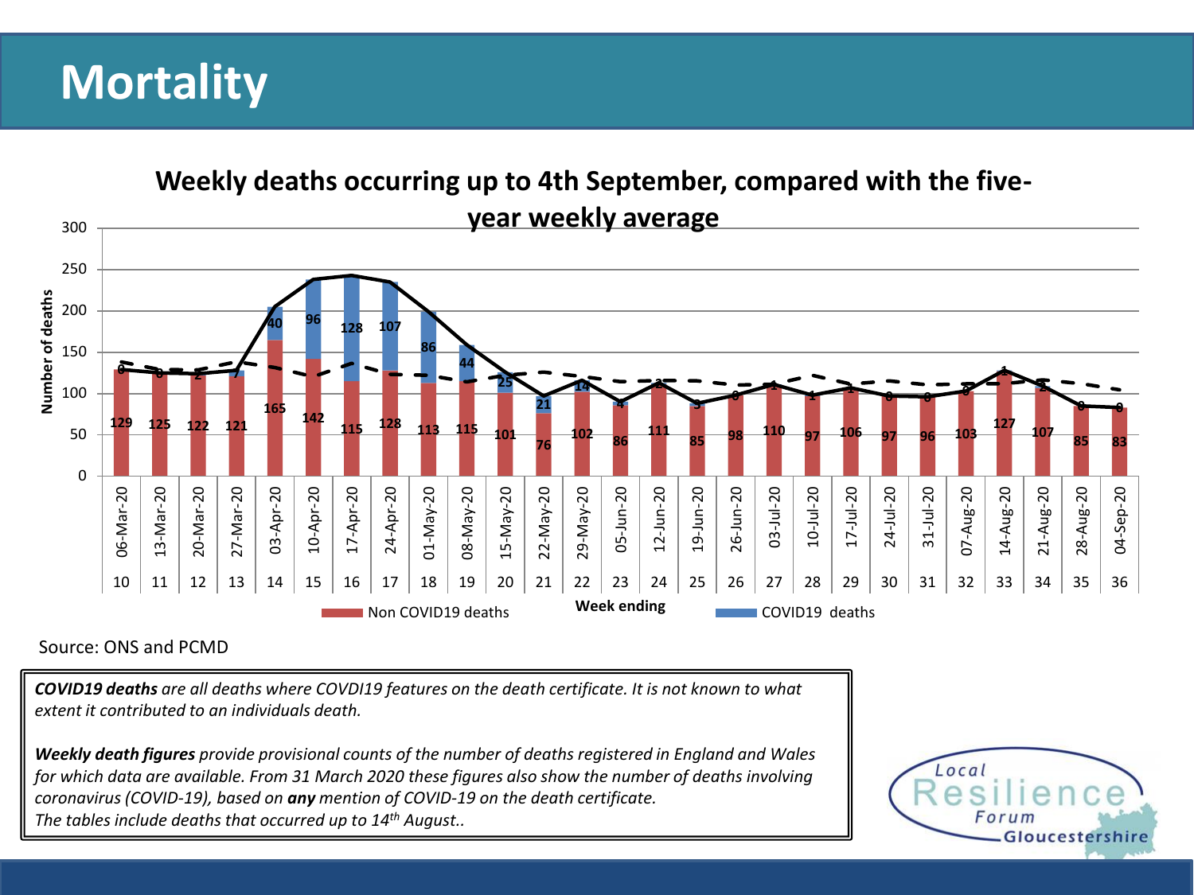# Mortality

## Weekly deaths occurring up to 4th September, compared with the five-year weekly average

| Week | Week ending | Non COVID19 deaths | COVID19 deaths |
|---|---|---|---|
| 10 | 06-Mar-20 | 129 | 0 |
| 11 | 13-Mar-20 | 125 | 0 |
| 12 | 20-Mar-20 | 122 | 2 |
| 13 | 27-Mar-20 | 121 | 7 |
| 14 | 03-Apr-20 | 165 | 40 |
| 15 | 10-Apr-20 | 142 | 96 |
| 16 | 17-Apr-20 | 115 | 128 |
| 17 | 24-Apr-20 | 128 | 107 |
| 18 | 01-May-20 | 113 | 86 |
| 19 | 08-May-20 | 115 | 44 |
| 20 | 15-May-20 | 101 | 25 |
| 21 | 22-May-20 | 76 | 21 |
| 22 | 29-May-20 | 102 | 14 |
| 23 | 05-Jun-20 | 86 | 4 |
| 24 | 12-Jun-20 | 111 | 2 |
| 25 | 19-Jun-20 | 85 | 3 |
| 26 | 26-Jun-20 | 98 | 0 |
| 27 | 03-Jul-20 | 110 | 1 |
| 28 | 10-Jul-20 | 97 | 1 |
| 29 | 17-Jul-20 | 106 | 1 |
| 30 | 24-Jul-20 | 97 | 0 |
| 31 | 31-Jul-20 | 96 | 0 |
| 32 | 07-Aug-20 | 103 | 0 |
| 33 | 14-Aug-20 | 127 | 1 |
| 34 | 21-Aug-20 | 107 | 2 |
| 35 | 28-Aug-20 | 85 | 0 |
| 36 | 04-Sep-20 | 83 | 0 |

Source: ONS and PCMD

***COVID19 deaths*** *are all deaths where COVDI19 features on the death certificate. It is not known to what extent it contributed to an individuals death.*

***Weekly death figures*** *provide provisional counts of the number of deaths registered in England and Wales for which data are available. From 31 March 2020 these figures also show the number of deaths involving coronavirus (COVID-19), based on* ***any*** *mention of COVID-19 on the death certificate.*
*The tables include deaths that occurred up to 14th August..*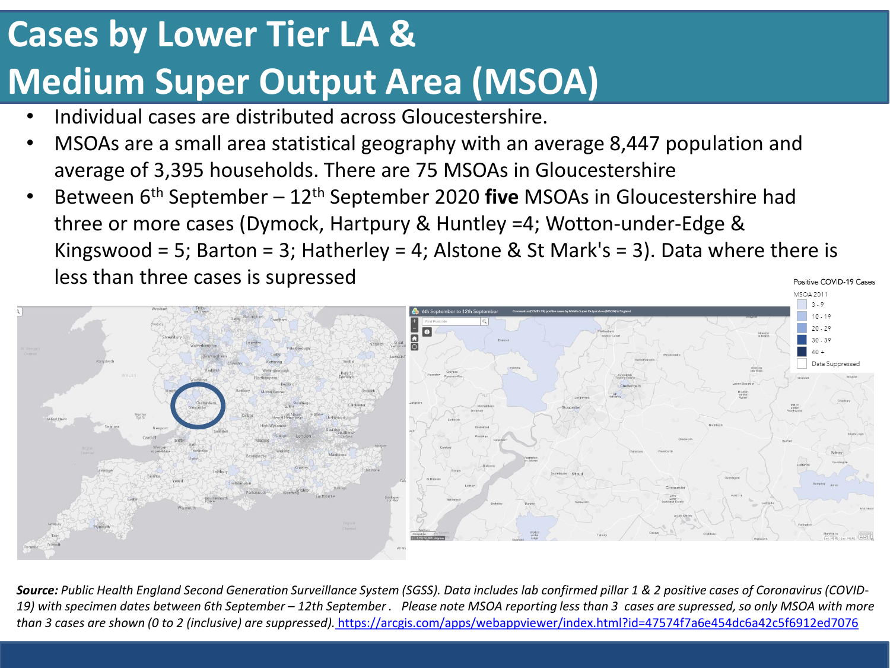# Cases by Lower Tier LA & Medium Super Output Area (MSOA)

- Individual cases are distributed across Gloucestershire.
- MSOAs are a small area statistical geography with an average 8,447 population and average of 3,395 households. There are 75 MSOAs in Gloucestershire
- Between 6th September – 12th September 2020 **five** MSOAs in Gloucestershire had three or more cases (Dymock, Hartpury & Huntley =4; Wotton-under-Edge & Kingswood = 5; Barton = 3; Hatherley = 4; Alstone & St Mark's = 3). Data where there is less than three cases is supressed

Positive COVID-19 Cases

MSOA 2011

- 3 - 9
- 10 - 19
- 20 - 29
- 30 - 39
- 40 +
- Data Suppressed

***Source:*** *Public Health England Second Generation Surveillance System (SGSS). Data includes lab confirmed pillar 1 & 2 positive cases of Coronavirus (COVID-19) with specimen dates between 6th September – 12th September . Please note MSOA reporting less than 3 cases are supressed, so only MSOA with more than 3 cases are shown (0 to 2 (inclusive) are suppressed).* https://arcgis.com/apps/webappviewer/index.html?id=47574f7a6e454dc6a42c5f6912ed7076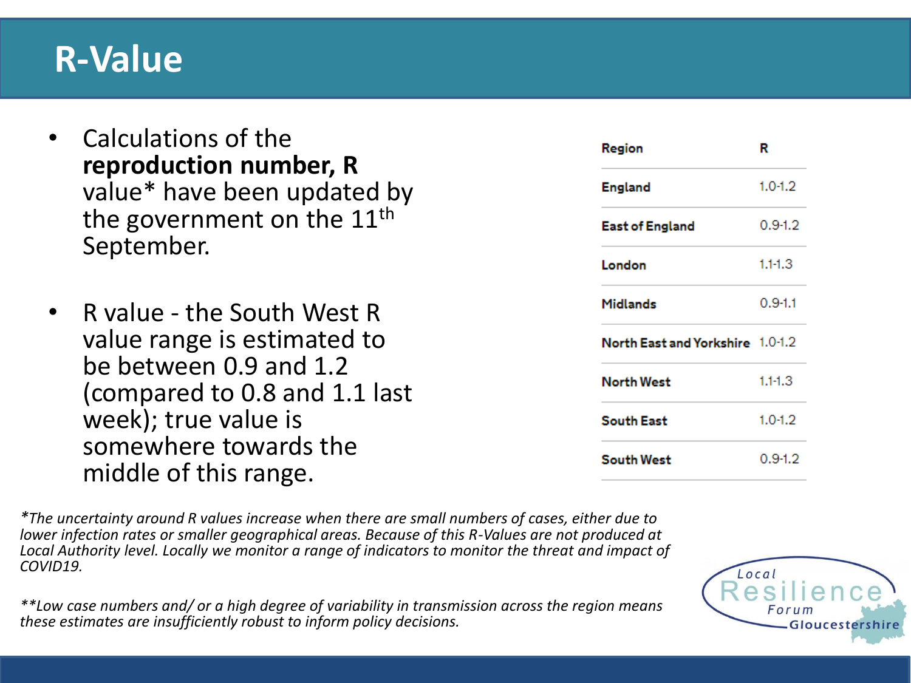# R-Value

- Calculations of the **reproduction number, R** value* have been updated by the government on the 11th September.

- R value - the South West R value range is estimated to be between 0.9 and 1.2 (compared to 0.8 and 1.1 last week); true value is somewhere towards the middle of this range.

| Region | R |
|---|---|
| England | 1.0-1.2 |
| East of England | 0.9-1.2 |
| London | 1.1-1.3 |
| Midlands | 0.9-1.1 |
| North East and Yorkshire | 1.0-1.2 |
| North West | 1.1-1.3 |
| South East | 1.0-1.2 |
| South West | 0.9-1.2 |

*\*The uncertainty around R values increase when there are small numbers of cases, either due to lower infection rates or smaller geographical areas. Because of this R-Values are not produced at Local Authority level. Locally we monitor a range of indicators to monitor the threat and impact of COVID19.*

*\*\*Low case numbers and/ or a high degree of variability in transmission across the region means these estimates are insufficiently robust to inform policy decisions.*

Local Resilience Forum Gloucestershire